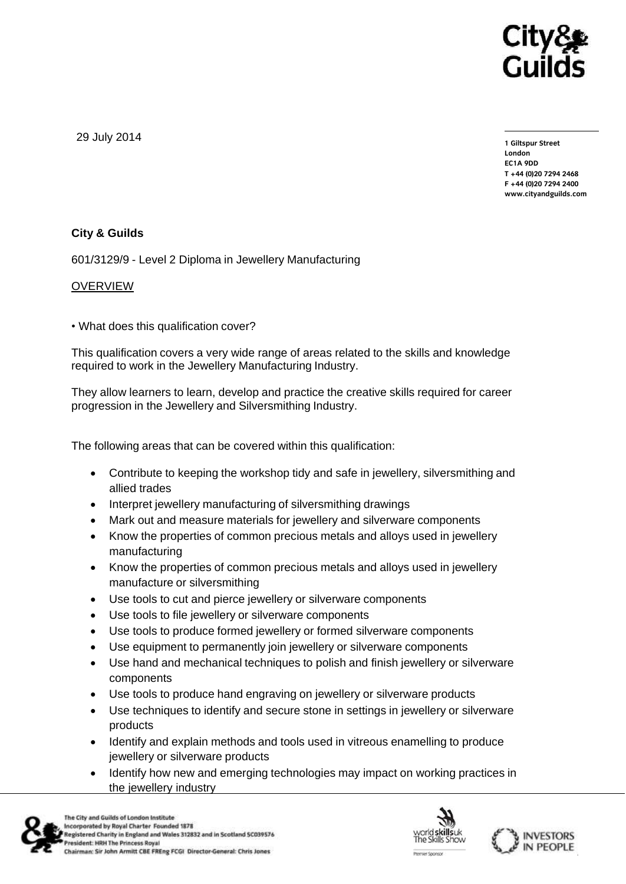29 July 2014

1 Giltspur Street
London
EC1A 9DD
T +44 (0)20 7294 2468
F +44 (0)20 7294 2400
www.cityandguilds.com

**City & Guilds**

601/3129/9 - Level 2 Diploma in Jewellery Manufacturing

OVERVIEW

• What does this qualification cover?

This qualification covers a very wide range of areas related to the skills and knowledge required to work in the Jewellery Manufacturing Industry.

They allow learners to learn, develop and practice the creative skills required for career progression in the Jewellery and Silversmithing Industry.

The following areas that can be covered within this qualification:

- Contribute to keeping the workshop tidy and safe in jewellery, silversmithing and allied trades
- Interpret jewellery manufacturing of silversmithing drawings
- Mark out and measure materials for jewellery and silverware components
- Know the properties of common precious metals and alloys used in jewellery manufacturing
- Know the properties of common precious metals and alloys used in jewellery manufacture or silversmithing
- Use tools to cut and pierce jewellery or silverware components
- Use tools to file jewellery or silverware components
- Use tools to produce formed jewellery or formed silverware components
- Use equipment to permanently join jewellery or silverware components
- Use hand and mechanical techniques to polish and finish jewellery or silverware components
- Use tools to produce hand engraving on jewellery or silverware products
- Use techniques to identify and secure stone in settings in jewellery or silverware products
- Identify and explain methods and tools used in vitreous enamelling to produce jewellery or silverware products
- Identify how new and emerging technologies may impact on working practices in the jewellery industry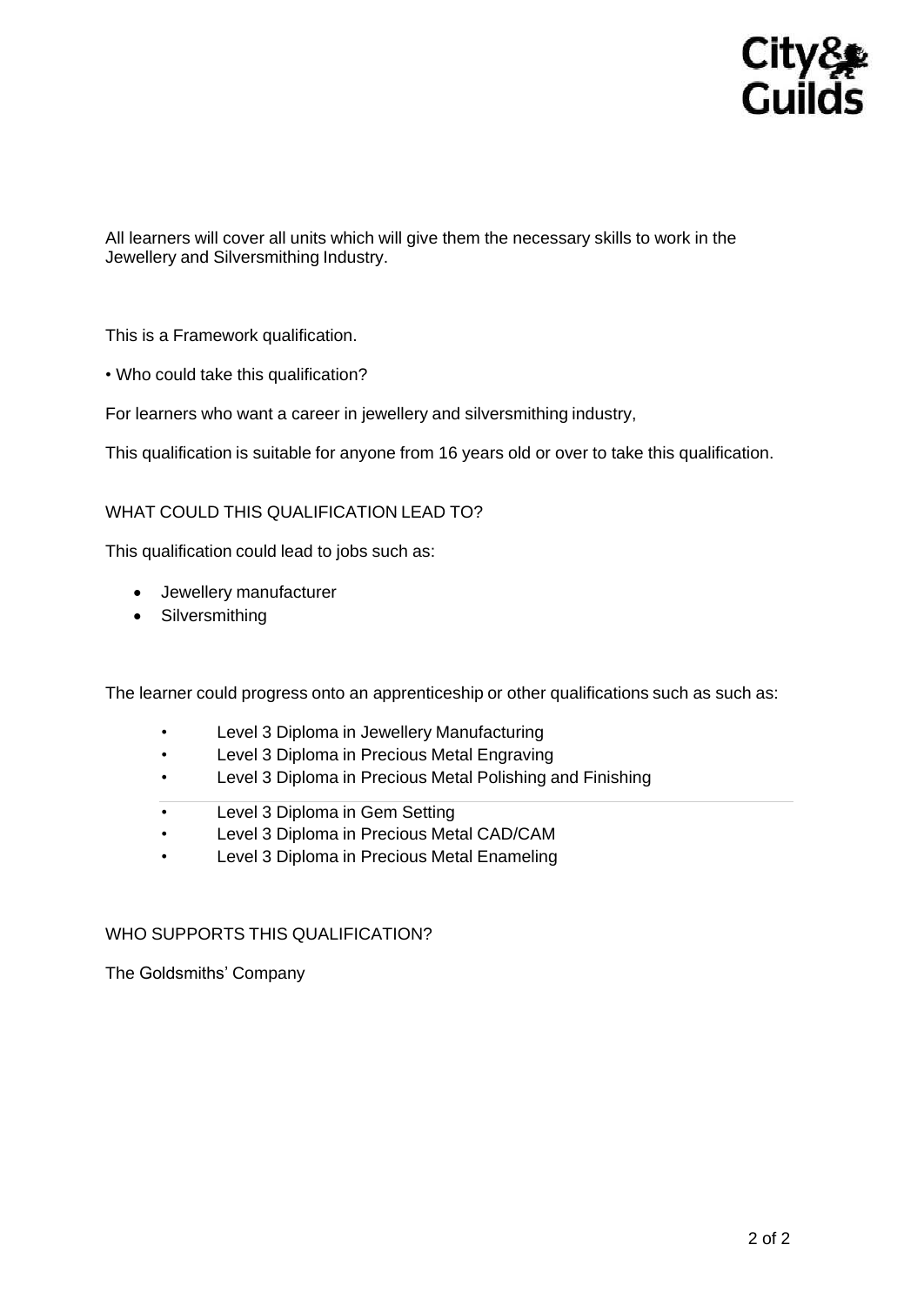All learners will cover all units which will give them the necessary skills to work in the Jewellery and Silversmithing Industry.

This is a Framework qualification.

• Who could take this qualification?

For learners who want a career in jewellery and silversmithing industry,

This qualification is suitable for anyone from 16 years old or over to take this qualification.

## WHAT COULD THIS QUALIFICATION LEAD TO?

This qualification could lead to jobs such as:

- Jewellery manufacturer
- Silversmithing

The learner could progress onto an apprenticeship or other qualifications such as such as:

- Level 3 Diploma in Jewellery Manufacturing
- Level 3 Diploma in Precious Metal Engraving
- Level 3 Diploma in Precious Metal Polishing and Finishing
- Level 3 Diploma in Gem Setting
- Level 3 Diploma in Precious Metal CAD/CAM
- Level 3 Diploma in Precious Metal Enameling

## WHO SUPPORTS THIS QUALIFICATION?

The Goldsmiths' Company